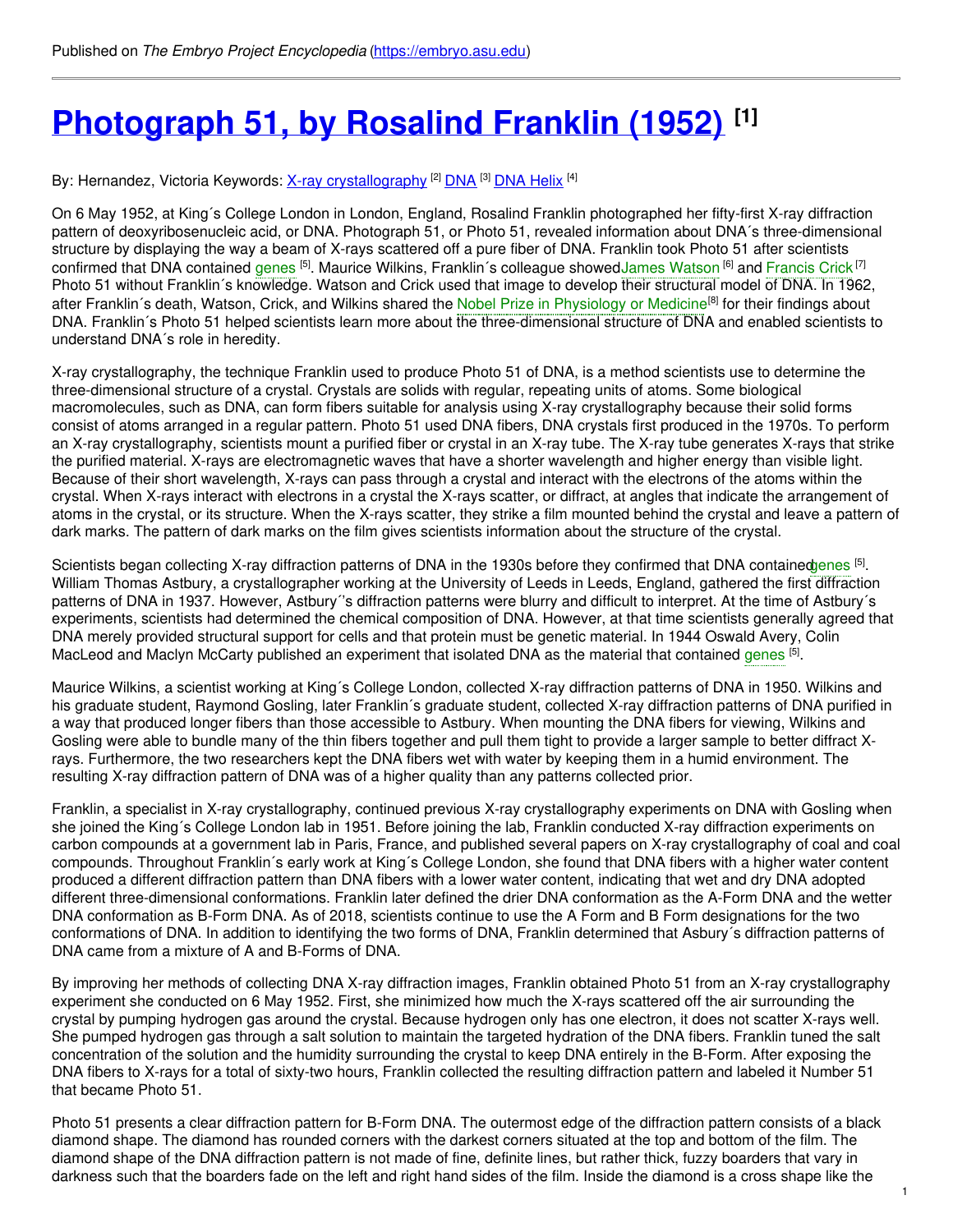Published on *The Embryo Project Encyclopedia* (https://embryo.asu.edu)

# Photograph 51, by Rosalind Franklin (1952) [1]

By: Hernandez, Victoria Keywords: X-ray crystallography [2] DNA [3] DNA Helix [4]

On 6 May 1952, at King´s College London in London, England, Rosalind Franklin photographed her fifty-first X-ray diffraction pattern of deoxyribosenucleic acid, or DNA. Photograph 51, or Photo 51, revealed information about DNA´s three-dimensional structure by displaying the way a beam of X-rays scattered off a pure fiber of DNA. Franklin took Photo 51 after scientists confirmed that DNA contained genes [5]. Maurice Wilkins, Franklin´s colleague showedJames Watson [6] and Francis Crick [7] Photo 51 without Franklin´s knowledge. Watson and Crick used that image to develop their structural model of DNA. In 1962, after Franklin´s death, Watson, Crick, and Wilkins shared the Nobel Prize in Physiology or Medicine[8] for their findings about DNA. Franklin´s Photo 51 helped scientists learn more about the three-dimensional structure of DNA and enabled scientists to understand DNA´s role in heredity.

X-ray crystallography, the technique Franklin used to produce Photo 51 of DNA, is a method scientists use to determine the three-dimensional structure of a crystal. Crystals are solids with regular, repeating units of atoms. Some biological macromolecules, such as DNA, can form fibers suitable for analysis using X-ray crystallography because their solid forms consist of atoms arranged in a regular pattern. Photo 51 used DNA fibers, DNA crystals first produced in the 1970s. To perform an X-ray crystallography, scientists mount a purified fiber or crystal in an X-ray tube. The X-ray tube generates X-rays that strike the purified material. X-rays are electromagnetic waves that have a shorter wavelength and higher energy than visible light. Because of their short wavelength, X-rays can pass through a crystal and interact with the electrons of the atoms within the crystal. When X-rays interact with electrons in a crystal the X-rays scatter, or diffract, at angles that indicate the arrangement of atoms in the crystal, or its structure. When the X-rays scatter, they strike a film mounted behind the crystal and leave a pattern of dark marks. The pattern of dark marks on the film gives scientists information about the structure of the crystal.

Scientists began collecting X-ray diffraction patterns of DNA in the 1930s before they confirmed that DNA containedgenes [5]. William Thomas Astbury, a crystallographer working at the University of Leeds in Leeds, England, gathered the first diffraction patterns of DNA in 1937. However, Astbury´´s diffraction patterns were blurry and difficult to interpret. At the time of Astbury´s experiments, scientists had determined the chemical composition of DNA. However, at that time scientists generally agreed that DNA merely provided structural support for cells and that protein must be genetic material. In 1944 Oswald Avery, Colin MacLeod and Maclyn McCarty published an experiment that isolated DNA as the material that contained genes [5].

Maurice Wilkins, a scientist working at King´s College London, collected X-ray diffraction patterns of DNA in 1950. Wilkins and his graduate student, Raymond Gosling, later Franklin´s graduate student, collected X-ray diffraction patterns of DNA purified in a way that produced longer fibers than those accessible to Astbury. When mounting the DNA fibers for viewing, Wilkins and Gosling were able to bundle many of the thin fibers together and pull them tight to provide a larger sample to better diffract X-rays. Furthermore, the two researchers kept the DNA fibers wet with water by keeping them in a humid environment. The resulting X-ray diffraction pattern of DNA was of a higher quality than any patterns collected prior.

Franklin, a specialist in X-ray crystallography, continued previous X-ray crystallography experiments on DNA with Gosling when she joined the King´s College London lab in 1951. Before joining the lab, Franklin conducted X-ray diffraction experiments on carbon compounds at a government lab in Paris, France, and published several papers on X-ray crystallography of coal and coal compounds. Throughout Franklin´s early work at King´s College London, she found that DNA fibers with a higher water content produced a different diffraction pattern than DNA fibers with a lower water content, indicating that wet and dry DNA adopted different three-dimensional conformations. Franklin later defined the drier DNA conformation as the A-Form DNA and the wetter DNA conformation as B-Form DNA. As of 2018, scientists continue to use the A Form and B Form designations for the two conformations of DNA. In addition to identifying the two forms of DNA, Franklin determined that Asbury´s diffraction patterns of DNA came from a mixture of A and B-Forms of DNA.

By improving her methods of collecting DNA X-ray diffraction images, Franklin obtained Photo 51 from an X-ray crystallography experiment she conducted on 6 May 1952. First, she minimized how much the X-rays scattered off the air surrounding the crystal by pumping hydrogen gas around the crystal. Because hydrogen only has one electron, it does not scatter X-rays well. She pumped hydrogen gas through a salt solution to maintain the targeted hydration of the DNA fibers. Franklin tuned the salt concentration of the solution and the humidity surrounding the crystal to keep DNA entirely in the B-Form. After exposing the DNA fibers to X-rays for a total of sixty-two hours, Franklin collected the resulting diffraction pattern and labeled it Number 51 that became Photo 51.

Photo 51 presents a clear diffraction pattern for B-Form DNA. The outermost edge of the diffraction pattern consists of a black diamond shape. The diamond has rounded corners with the darkest corners situated at the top and bottom of the film. The diamond shape of the DNA diffraction pattern is not made of fine, definite lines, but rather thick, fuzzy boarders that vary in darkness such that the boarders fade on the left and right hand sides of the film. Inside the diamond is a cross shape like the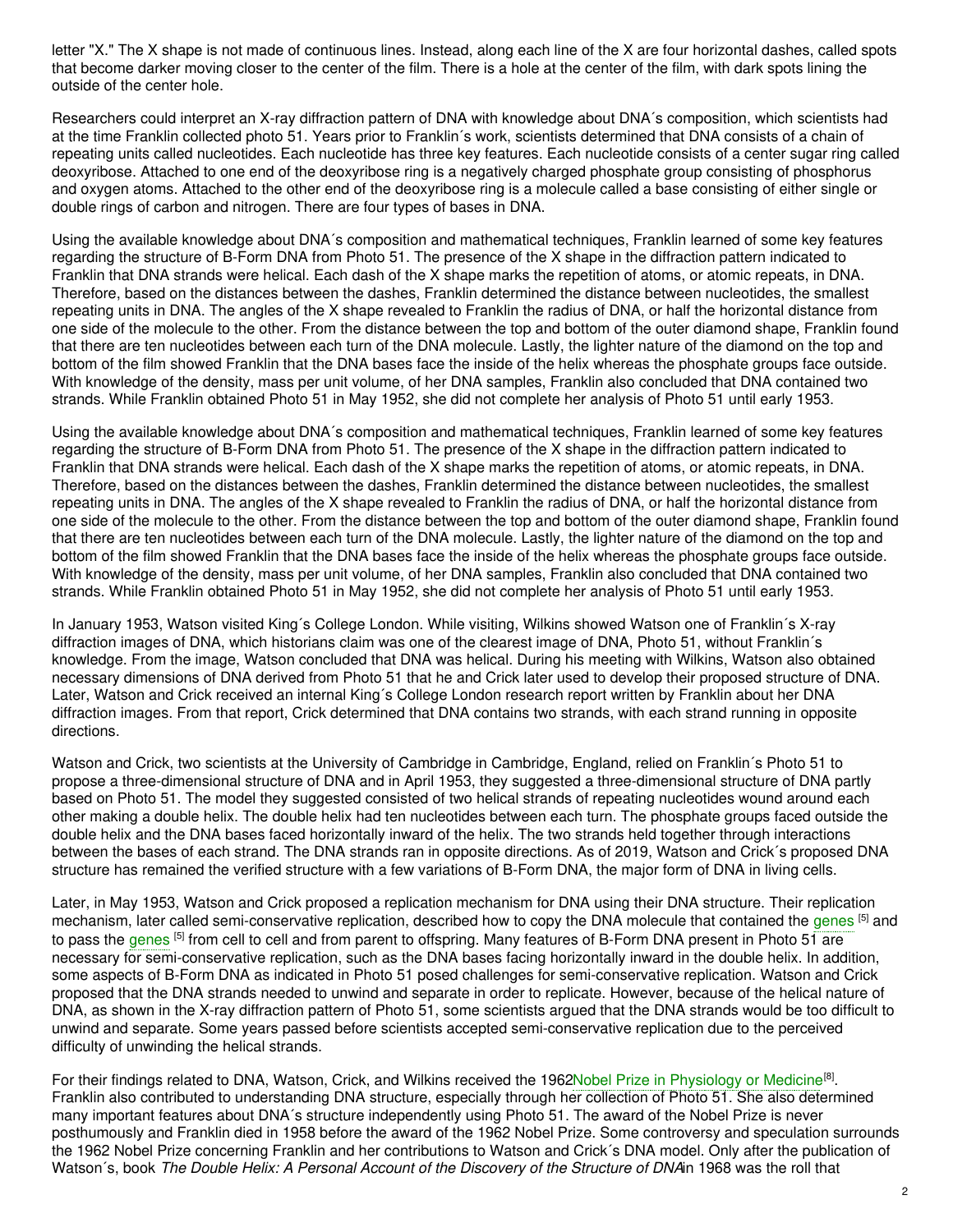letter "X." The X shape is not made of continuous lines. Instead, along each line of the X are four horizontal dashes, called spots that become darker moving closer to the center of the film. There is a hole at the center of the film, with dark spots lining the outside of the center hole.

Researchers could interpret an X-ray diffraction pattern of DNA with knowledge about DNA´s composition, which scientists had at the time Franklin collected photo 51. Years prior to Franklin´s work, scientists determined that DNA consists of a chain of repeating units called nucleotides. Each nucleotide has three key features. Each nucleotide consists of a center sugar ring called deoxyribose. Attached to one end of the deoxyribose ring is a negatively charged phosphate group consisting of phosphorus and oxygen atoms. Attached to the other end of the deoxyribose ring is a molecule called a base consisting of either single or double rings of carbon and nitrogen. There are four types of bases in DNA.

Using the available knowledge about DNA´s composition and mathematical techniques, Franklin learned of some key features regarding the structure of B-Form DNA from Photo 51. The presence of the X shape in the diffraction pattern indicated to Franklin that DNA strands were helical. Each dash of the X shape marks the repetition of atoms, or atomic repeats, in DNA. Therefore, based on the distances between the dashes, Franklin determined the distance between nucleotides, the smallest repeating units in DNA. The angles of the X shape revealed to Franklin the radius of DNA, or half the horizontal distance from one side of the molecule to the other. From the distance between the top and bottom of the outer diamond shape, Franklin found that there are ten nucleotides between each turn of the DNA molecule. Lastly, the lighter nature of the diamond on the top and bottom of the film showed Franklin that the DNA bases face the inside of the helix whereas the phosphate groups face outside. With knowledge of the density, mass per unit volume, of her DNA samples, Franklin also concluded that DNA contained two strands. While Franklin obtained Photo 51 in May 1952, she did not complete her analysis of Photo 51 until early 1953.

Using the available knowledge about DNA´s composition and mathematical techniques, Franklin learned of some key features regarding the structure of B-Form DNA from Photo 51. The presence of the X shape in the diffraction pattern indicated to Franklin that DNA strands were helical. Each dash of the X shape marks the repetition of atoms, or atomic repeats, in DNA. Therefore, based on the distances between the dashes, Franklin determined the distance between nucleotides, the smallest repeating units in DNA. The angles of the X shape revealed to Franklin the radius of DNA, or half the horizontal distance from one side of the molecule to the other. From the distance between the top and bottom of the outer diamond shape, Franklin found that there are ten nucleotides between each turn of the DNA molecule. Lastly, the lighter nature of the diamond on the top and bottom of the film showed Franklin that the DNA bases face the inside of the helix whereas the phosphate groups face outside. With knowledge of the density, mass per unit volume, of her DNA samples, Franklin also concluded that DNA contained two strands. While Franklin obtained Photo 51 in May 1952, she did not complete her analysis of Photo 51 until early 1953.

In January 1953, Watson visited King´s College London. While visiting, Wilkins showed Watson one of Franklin´s X-ray diffraction images of DNA, which historians claim was one of the clearest image of DNA, Photo 51, without Franklin´s knowledge. From the image, Watson concluded that DNA was helical. During his meeting with Wilkins, Watson also obtained necessary dimensions of DNA derived from Photo 51 that he and Crick later used to develop their proposed structure of DNA. Later, Watson and Crick received an internal King´s College London research report written by Franklin about her DNA diffraction images. From that report, Crick determined that DNA contains two strands, with each strand running in opposite directions.

Watson and Crick, two scientists at the University of Cambridge in Cambridge, England, relied on Franklin´s Photo 51 to propose a three-dimensional structure of DNA and in April 1953, they suggested a three-dimensional structure of DNA partly based on Photo 51. The model they suggested consisted of two helical strands of repeating nucleotides wound around each other making a double helix. The double helix had ten nucleotides between each turn. The phosphate groups faced outside the double helix and the DNA bases faced horizontally inward of the helix. The two strands held together through interactions between the bases of each strand. The DNA strands ran in opposite directions. As of 2019, Watson and Crick´s proposed DNA structure has remained the verified structure with a few variations of B-Form DNA, the major form of DNA in living cells.

Later, in May 1953, Watson and Crick proposed a replication mechanism for DNA using their DNA structure. Their replication mechanism, later called semi-conservative replication, described how to copy the DNA molecule that contained the genes [5] and to pass the genes [5] from cell to cell and from parent to offspring. Many features of B-Form DNA present in Photo 51 are necessary for semi-conservative replication, such as the DNA bases facing horizontally inward in the double helix. In addition, some aspects of B-Form DNA as indicated in Photo 51 posed challenges for semi-conservative replication. Watson and Crick proposed that the DNA strands needed to unwind and separate in order to replicate. However, because of the helical nature of DNA, as shown in the X-ray diffraction pattern of Photo 51, some scientists argued that the DNA strands would be too difficult to unwind and separate. Some years passed before scientists accepted semi-conservative replication due to the perceived difficulty of unwinding the helical strands.

For their findings related to DNA, Watson, Crick, and Wilkins received the 1962Nobel Prize in Physiology or Medicine[8]. Franklin also contributed to understanding DNA structure, especially through her collection of Photo 51. She also determined many important features about DNA´s structure independently using Photo 51. The award of the Nobel Prize is never posthumously and Franklin died in 1958 before the award of the 1962 Nobel Prize. Some controversy and speculation surrounds the 1962 Nobel Prize concerning Franklin and her contributions to Watson and Crick´s DNA model. Only after the publication of Watson´s, book *The Double Helix: A Personal Account of the Discovery of the Structure of DNA*in 1968 was the roll that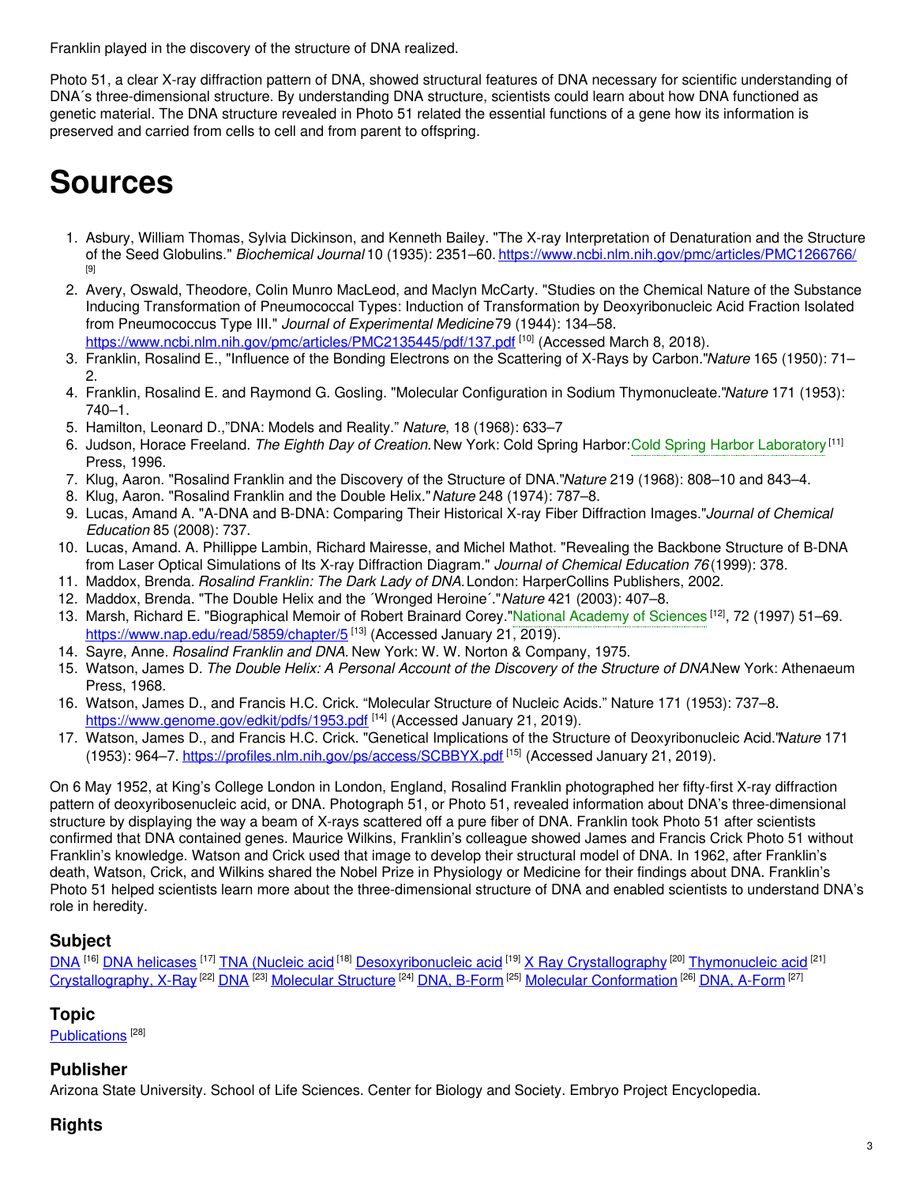Franklin played in the discovery of the structure of DNA realized.

Photo 51, a clear X-ray diffraction pattern of DNA, showed structural features of DNA necessary for scientific understanding of DNA´s three-dimensional structure. By understanding DNA structure, scientists could learn about how DNA functioned as genetic material. The DNA structure revealed in Photo 51 related the essential functions of a gene how its information is preserved and carried from cells to cell and from parent to offspring.

# Sources

1. Asbury, William Thomas, Sylvia Dickinson, and Kenneth Bailey. "The X-ray Interpretation of Denaturation and the Structure of the Seed Globulins." *Biochemical Journal* 10 (1935): 2351–60. https://www.ncbi.nlm.nih.gov/pmc/articles/PMC1266766/ [9]
2. Avery, Oswald, Theodore, Colin Munro MacLeod, and Maclyn McCarty. "Studies on the Chemical Nature of the Substance Inducing Transformation of Pneumococcal Types: Induction of Transformation by Deoxyribonucleic Acid Fraction Isolated from Pneumococcus Type III." *Journal of Experimental Medicine* 79 (1944): 134–58. https://www.ncbi.nlm.nih.gov/pmc/articles/PMC2135445/pdf/137.pdf [10] (Accessed March 8, 2018).
3. Franklin, Rosalind E., "Influence of the Bonding Electrons on the Scattering of X-Rays by Carbon."*Nature* 165 (1950): 71–2.
4. Franklin, Rosalind E. and Raymond G. Gosling. "Molecular Configuration in Sodium Thymonucleate."*Nature* 171 (1953): 740–1.
5. Hamilton, Leonard D.,"DNA: Models and Reality." *Nature*, 18 (1968): 633–7
6. Judson, Horace Freeland. *The Eighth Day of Creation.* New York: Cold Spring Harbor:Cold Spring Harbor Laboratory [11] Press, 1996.
7. Klug, Aaron. "Rosalind Franklin and the Discovery of the Structure of DNA."*Nature* 219 (1968): 808–10 and 843–4.
8. Klug, Aaron. "Rosalind Franklin and the Double Helix."*Nature* 248 (1974): 787–8.
9. Lucas, Amand A. "A-DNA and B-DNA: Comparing Their Historical X-ray Fiber Diffraction Images."*Journal of Chemical Education* 85 (2008): 737.
10. Lucas, Amand. A. Phillippe Lambin, Richard Mairesse, and Michel Mathot. "Revealing the Backbone Structure of B-DNA from Laser Optical Simulations of Its X-ray Diffraction Diagram." *Journal of Chemical Education 76* (1999): 378.
11. Maddox, Brenda. *Rosalind Franklin: The Dark Lady of DNA.* London: HarperCollins Publishers, 2002.
12. Maddox, Brenda. "The Double Helix and the ´Wronged Heroine´."*Nature* 421 (2003): 407–8.
13. Marsh, Richard E. "Biographical Memoir of Robert Brainard Corey."National Academy of Sciences [12], 72 (1997) 51–69. https://www.nap.edu/read/5859/chapter/5 [13] (Accessed January 21, 2019).
14. Sayre, Anne. *Rosalind Franklin and DNA.* New York: W. W. Norton & Company, 1975.
15. Watson, James D. *The Double Helix: A Personal Account of the Discovery of the Structure of DNA.* New York: Athenaeum Press, 1968.
16. Watson, James D., and Francis H.C. Crick. "Molecular Structure of Nucleic Acids." Nature 171 (1953): 737–8. https://www.genome.gov/edkit/pdfs/1953.pdf [14] (Accessed January 21, 2019).
17. Watson, James D., and Francis H.C. Crick. "Genetical Implications of the Structure of Deoxyribonucleic Acid."*Nature* 171 (1953): 964–7. https://profiles.nlm.nih.gov/ps/access/SCBBYX.pdf [15] (Accessed January 21, 2019).

On 6 May 1952, at King's College London in London, England, Rosalind Franklin photographed her fifty-first X-ray diffraction pattern of deoxyribosenucleic acid, or DNA. Photograph 51, or Photo 51, revealed information about DNA's three-dimensional structure by displaying the way a beam of X-rays scattered off a pure fiber of DNA. Franklin took Photo 51 after scientists confirmed that DNA contained genes. Maurice Wilkins, Franklin's colleague showed James and Francis Crick Photo 51 without Franklin's knowledge. Watson and Crick used that image to develop their structural model of DNA. In 1962, after Franklin's death, Watson, Crick, and Wilkins shared the Nobel Prize in Physiology or Medicine for their findings about DNA. Franklin's Photo 51 helped scientists learn more about the three-dimensional structure of DNA and enabled scientists to understand DNA's role in heredity.

## Subject

DNA [16] DNA helicases [17] TNA (Nucleic acid [18] Desoxyribonucleic acid [19] X Ray Crystallography [20] Thymonucleic acid [21] Crystallography, X-Ray [22] DNA [23] Molecular Structure [24] DNA, B-Form [25] Molecular Conformation [26] DNA, A-Form [27]

## Topic

Publications [28]

## Publisher

Arizona State University. School of Life Sciences. Center for Biology and Society. Embryo Project Encyclopedia.

## Rights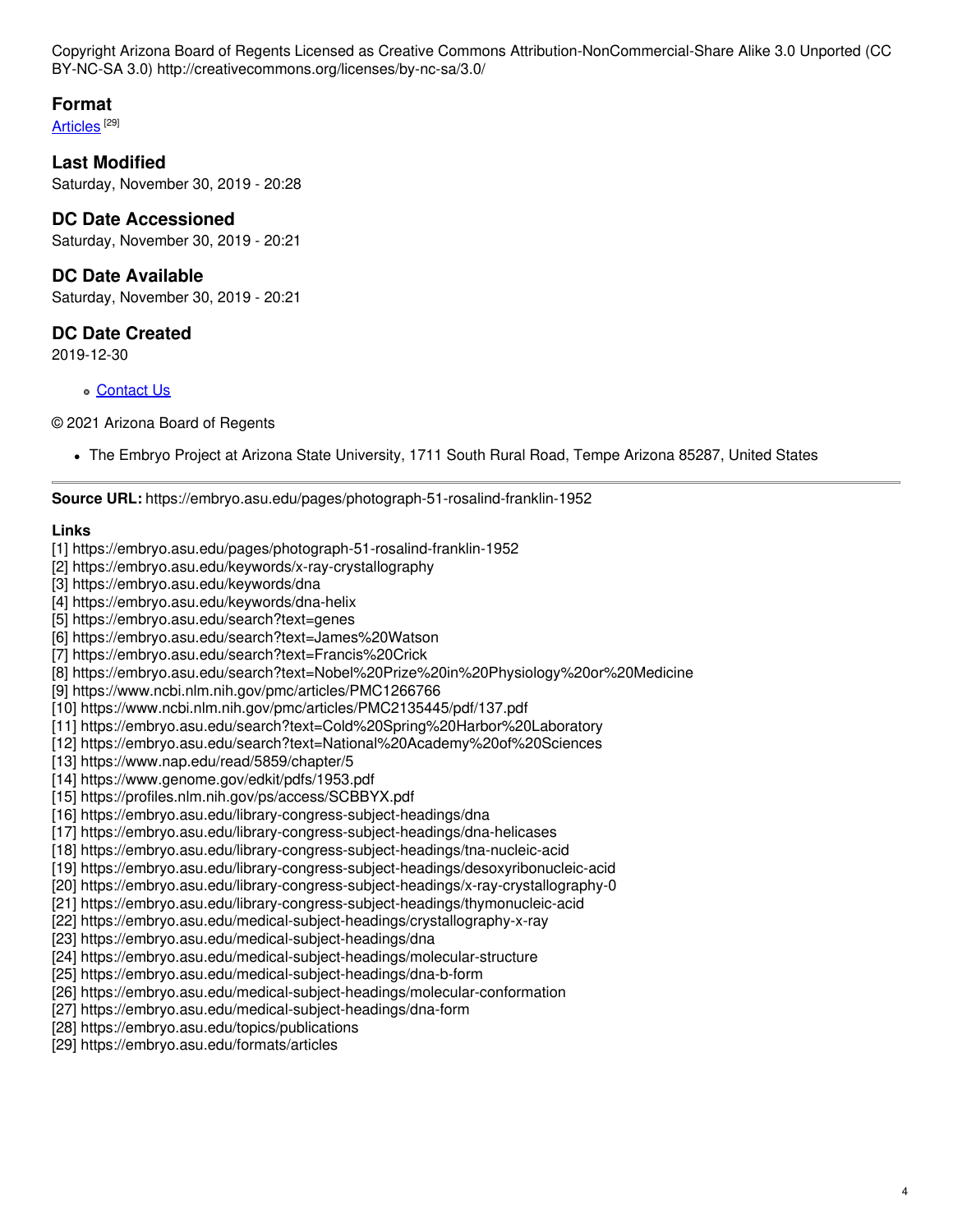Copyright Arizona Board of Regents Licensed as Creative Commons Attribution-NonCommercial-Share Alike 3.0 Unported (CC BY-NC-SA 3.0) http://creativecommons.org/licenses/by-nc-sa/3.0/

### Format

Articles [29]

### Last Modified

Saturday, November 30, 2019 - 20:28

### DC Date Accessioned

Saturday, November 30, 2019 - 20:21

### DC Date Available

Saturday, November 30, 2019 - 20:21

### DC Date Created

2019-12-30

- Contact Us

© 2021 Arizona Board of Regents

- The Embryo Project at Arizona State University, 1711 South Rural Road, Tempe Arizona 85287, United States

---

**Source URL:** https://embryo.asu.edu/pages/photograph-51-rosalind-franklin-1952

**Links**

[1] https://embryo.asu.edu/pages/photograph-51-rosalind-franklin-1952
[2] https://embryo.asu.edu/keywords/x-ray-crystallography
[3] https://embryo.asu.edu/keywords/dna
[4] https://embryo.asu.edu/keywords/dna-helix
[5] https://embryo.asu.edu/search?text=genes
[6] https://embryo.asu.edu/search?text=James%20Watson
[7] https://embryo.asu.edu/search?text=Francis%20Crick
[8] https://embryo.asu.edu/search?text=Nobel%20Prize%20in%20Physiology%20or%20Medicine
[9] https://www.ncbi.nlm.nih.gov/pmc/articles/PMC1266766
[10] https://www.ncbi.nlm.nih.gov/pmc/articles/PMC2135445/pdf/137.pdf
[11] https://embryo.asu.edu/search?text=Cold%20Spring%20Harbor%20Laboratory
[12] https://embryo.asu.edu/search?text=National%20Academy%20of%20Sciences
[13] https://www.nap.edu/read/5859/chapter/5
[14] https://www.genome.gov/edkit/pdfs/1953.pdf
[15] https://profiles.nlm.nih.gov/ps/access/SCBBYX.pdf
[16] https://embryo.asu.edu/library-congress-subject-headings/dna
[17] https://embryo.asu.edu/library-congress-subject-headings/dna-helicases
[18] https://embryo.asu.edu/library-congress-subject-headings/tna-nucleic-acid
[19] https://embryo.asu.edu/library-congress-subject-headings/desoxyribonucleic-acid
[20] https://embryo.asu.edu/library-congress-subject-headings/x-ray-crystallography-0
[21] https://embryo.asu.edu/library-congress-subject-headings/thymonucleic-acid
[22] https://embryo.asu.edu/medical-subject-headings/crystallography-x-ray
[23] https://embryo.asu.edu/medical-subject-headings/dna
[24] https://embryo.asu.edu/medical-subject-headings/molecular-structure
[25] https://embryo.asu.edu/medical-subject-headings/dna-b-form
[26] https://embryo.asu.edu/medical-subject-headings/molecular-conformation
[27] https://embryo.asu.edu/medical-subject-headings/dna-form
[28] https://embryo.asu.edu/topics/publications
[29] https://embryo.asu.edu/formats/articles